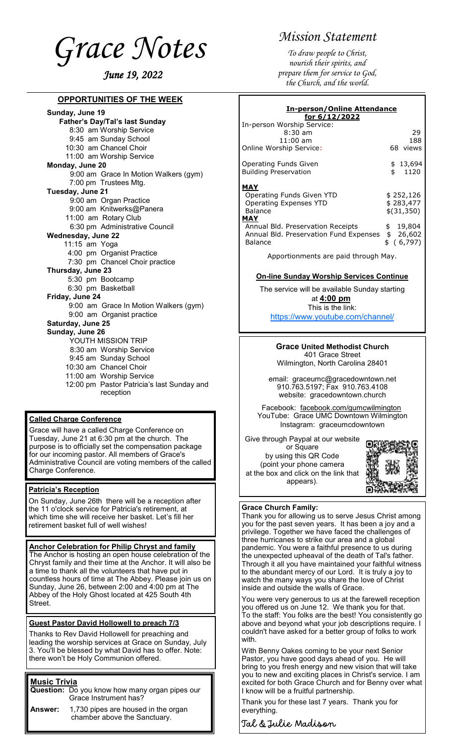# Grace Notes

*June 19, 2022*

# Mission Statement

*To draw people to Christ, nourish their spirits, and prepare them for service to God, the Church, and the world.*

## OPPORTUNITIES OF THE WEEK

**Sunday, June 19**
**Father's Day/Tal's last Sunday**
- 8:30 am Worship Service
- 9:45 am Sunday School
- 10:30 am Chancel Choir
- 11:00 am Worship Service

**Monday, June 20**
- 9:00 am Grace In Motion Walkers (gym)
- 7:00 pm Trustees Mtg.

**Tuesday, June 21**
- 9:00 am Organ Practice
- 9:00 am Knitwerks@Panera
- 11:00 am Rotary Club
- 6:30 pm Administrative Council

**Wednesday, June 22**
- 11:15 am Yoga
- 4:00 pm Organist Practice
- 7:30 pm Chancel Choir practice

**Thursday, June 23**
- 5:30 pm Bootcamp
- 6:30 pm Basketball

**Friday, June 24**
- 9:00 am Grace In Motion Walkers (gym)
- 9:00 am Organist practice

**Saturday, June 25**

**Sunday, June 26**
YOUTH MISSION TRIP
- 8:30 am Worship Service
- 9:45 am Sunday School
- 10:30 am Chancel Choir
- 11:00 am Worship Service
- 12:00 pm Pastor Patricia's last Sunday and reception

### Called Charge Conference

Grace will have a called Charge Conference on Tuesday, June 21 at 6:30 pm at the church. The purpose is to officially set the compensation package for our incoming pastor. All members of Grace's Administrative Council are voting members of the called Charge Conference.

### Patricia's Reception

On Sunday, June 26th there will be a reception after the 11 o'clock service for Patricia's retirement, at which time she will receive her basket. Let's fill her retirement basket full of well wishes!

### Anchor Celebration for Philip Chryst and family

The Anchor is hosting an open house celebration of the Chryst family and their time at the Anchor. It will also be a time to thank all the volunteers that have put in countless hours of time at The Abbey. Please join us on Sunday, June 26, between 2:00 and 4:00 pm at The Abbey of the Holy Ghost located at 425 South 4th Street.

### Guest Pastor David Hollowell to preach 7/3

Thanks to Rev David Hollowell for preaching and leading the worship services at Grace on Sunday, July 3. You'll be blessed by what David has to offer. Note: there won't be Holy Communion offered.

### Music Trivia

**Question:** Do you know how many organ pipes our Grace Instrument has?

**Answer:** 1,730 pipes are housed in the organ chamber above the Sanctuary.

### In-person/Online Attendance for 6/12/2022

| | |
|---|---|
| In-person Worship Service: | |
| 8:30 am | 29 |
| 11:00 am | 188 |
| Online Worship Service: | 68 views |
| Operating Funds Given | $ 13,694 |
| Building Preservation | $ 1120 |
| **MAY** | |
| Operating Funds Given YTD | $ 252,126 |
| Operating Expenses YTD | $ 283,477 |
| Balance | $(31,350) |
| **MAY** | |
| Annual Bld. Preservation Receipts | $ 19,804 |
| Annual Bld. Preservation Fund Expenses | $ 26,602 |
| Balance | $ ( 6,797) |

Apportionments are paid through May.

### On-line Sunday Worship Services Continue

The service will be available Sunday starting at **4:00 pm**
This is the link:
https://www.youtube.com/channel/

**Grace United Methodist Church**
401 Grace Street
Wilmington, North Carolina 28401

email: graceumc@gracedowntown.net
910.763.5197; Fax 910.763.4108
website: gracedowntown.church

Facebook: facebook.com/gumcwilmington
YouTube: Grace UMC Downtown Wilmington
Instagram: graceumcdowntown

Give through Paypal at our website or Square by using this QR Code (point your phone camera at the box and click on the link that appears).

### Grace Church Family:

Thank you for allowing us to serve Jesus Christ among you for the past seven years. It has been a joy and a privilege. Together we have faced the challenges of three hurricanes to strike our area and a global pandemic. You were a faithful presence to us during the unexpected upheaval of the death of Tal's father. Through it all you have maintained your faithful witness to the abundant mercy of our Lord. It is truly a joy to watch the many ways you share the love of Christ inside and outside the walls of Grace.

You were very generous to us at the farewell reception you offered us on June 12. We thank you for that. To the staff: You folks are the best! You consistently go above and beyond what your job descriptions require. I couldn't have asked for a better group of folks to work with.

With Benny Oakes coming to be your next Senior Pastor, you have good days ahead of you. He will bring to you fresh energy and new vision that will take you to new and exciting places in Christ's service. I am excited for both Grace Church and for Benny over what I know will be a fruitful partnership.

Thank you for these last 7 years. Thank you for everything.

Tal & Julie Madison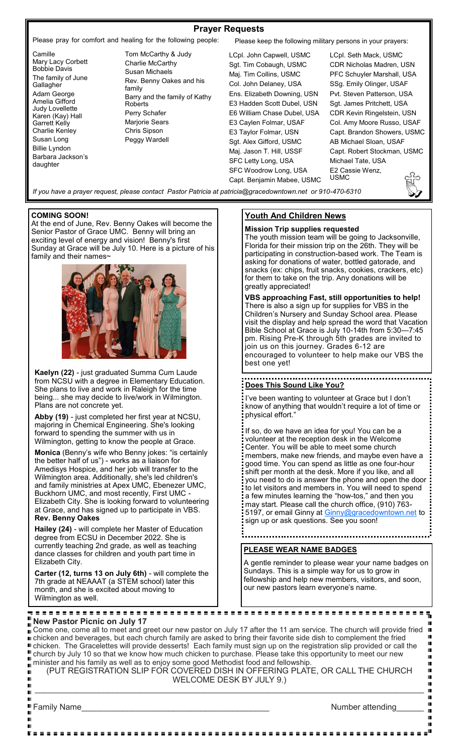## Prayer Requests

Please pray for comfort and healing for the following people:

- Camille
- Mary Lacy Corbett
- Bobbie Davis
- The family of June Gallagher
- Adam George
- Amelia Gifford
- Judy Lovellette
- Karen (Kay) Hall
- Garrett Kelly
- Charlie Kenley
- Susan Long
- Billie Lyndon
- Barbara Jackson's daughter
- Tom McCarthy & Judy
- Charlie McCarthy
- Susan Michaels
- Rev. Benny Oakes and his family
- Barry and the family of Kathy Roberts
- Perry Schafer
- Marjorie Sears
- Chris Sipson
- Peggy Wardell

Please keep the following military persons in your prayers:

- LCpl. John Capwell, USMC
- Sgt. Tim Cobaugh, USMC
- Maj. Tim Collins, USMC
- Col. John Delaney, USA
- Ens. Elizabeth Downing, USN
- E3 Hadden Scott Dubel, USN
- E6 William Chase Dubel, USA
- E3 Caylen Folmar, USAF
- E3 Taylor Folmar, USN
- Sgt. Alex Gifford, USMC
- Maj. Jason T. Hill, USSF
- SFC Letty Long, USA
- SFC Woodrow Long, USA
- Capt. Benjamin Mabee, USMC
- LCpl. Seth Mack, USMC
- CDR Nicholas Madren, USN
- PFC Schuyler Marshall, USA
- SSg. Emily Olinger, USAF
- Pvt. Steven Patterson, USA
- Sgt. James Pritchett, USA
- CDR Kevin Ringelstein, USN
- Col. Amy Moore Russo, USAF
- Capt. Brandon Showers, USMC
- AB Michael Sloan, USAF
- Capt. Robert Stockman, USMC
- Michael Tate, USA
- E2 Cassie Wenz, USMC

*If you have a prayer request, please contact Pastor Patricia at patricia@gracedowntown.net or 910-470-6310*

### COMING SOON!

At the end of June, Rev. Benny Oakes will become the Senior Pastor of Grace UMC. Benny will bring an exciting level of energy and vision! Benny's first Sunday at Grace will be July 10. Here is a picture of his family and their names~

**Kaelyn (22)** - just graduated Summa Cum Laude from NCSU with a degree in Elementary Education. She plans to live and work in Raleigh for the time being... she may decide to live/work in Wilmington. Plans are not concrete yet.

**Abby (19)** - just completed her first year at NCSU, majoring in Chemical Engineering. She's looking forward to spending the summer with us in Wilmington, getting to know the people at Grace.

**Monica** (Benny's wife who Benny jokes: "is certainly the better half of us") - works as a liaison for Amedisys Hospice, and her job will transfer to the Wilmington area. Additionally, she's led children's and family ministries at Apex UMC, Ebenezer UMC, Buckhorn UMC, and most recently, First UMC - Elizabeth City. She is looking forward to volunteering at Grace, and has signed up to participate in VBS.

**Rev. Benny Oakes**

**Hailey (24)** - will complete her Master of Education degree from ECSU in December 2022. She is currently teaching 2nd grade, as well as teaching dance classes for children and youth part time in Elizabeth City.

**Carter (12, turns 13 on July 6th)** - will complete the 7th grade at NEAAAT (a STEM school) later this month, and she is excited about moving to Wilmington as well.

### Youth And Children News

**Mission Trip supplies requested**

The youth mission team will be going to Jacksonville, Florida for their mission trip on the 26th. They will be participating in construction-based work. The Team is asking for donations of water, bottled gatorade, and snacks (ex: chips, fruit snacks, cookies, crackers, etc) for them to take on the trip. Any donations will be greatly appreciated!

**VBS approaching Fast, still opportunities to help!**

There is also a sign up for supplies for VBS in the Children's Nursery and Sunday School area. Please visit the display and help spread the word that Vacation Bible School at Grace is July 10-14th from 5:30—7:45 pm. Rising Pre-K through 5th grades are invited to join us on this journey. Grades 6-12 are encouraged to volunteer to help make our VBS the best one yet!

### Does This Sound Like You?

I've been wanting to volunteer at Grace but I don't know of anything that wouldn't require a lot of time or physical effort."

If so, do we have an idea for you! You can be a volunteer at the reception desk in the Welcome Center. You will be able to meet some church members, make new friends, and maybe even have a good time. You can spend as little as one four-hour shift per month at the desk. More if you like, and all you need to do is answer the phone and open the door to let visitors and members in. You will need to spend a few minutes learning the "how-tos," and then you may start. Please call the church office, (910) 763-5197, or email Ginny at Ginny@gracedowntown.net to sign up or ask questions. See you soon!

### PLEASE WEAR NAME BADGES

A gentle reminder to please wear your name badges on Sundays. This is a simple way for us to grow in fellowship and help new members, visitors, and soon, our new pastors learn everyone's name.

### New Pastor Picnic on July 17

Come one, come all to meet and greet our new pastor on July 17 after the 11 am service. The church will provide fried chicken and beverages, but each church family are asked to bring their favorite side dish to complement the fried chicken. The Gracelettes will provide desserts! Each family must sign up on the registration slip provided or call the church by July 10 so that we know how much chicken to purchase. Please take this opportunity to meet our new minister and his family as well as to enjoy some good Methodist food and fellowship.

(PUT REGISTRATION SLIP FOR COVERED DISH IN OFFERING PLATE, OR CALL THE CHURCH WELCOME DESK BY JULY 9.)

Family Name________________________________________ Number attending______